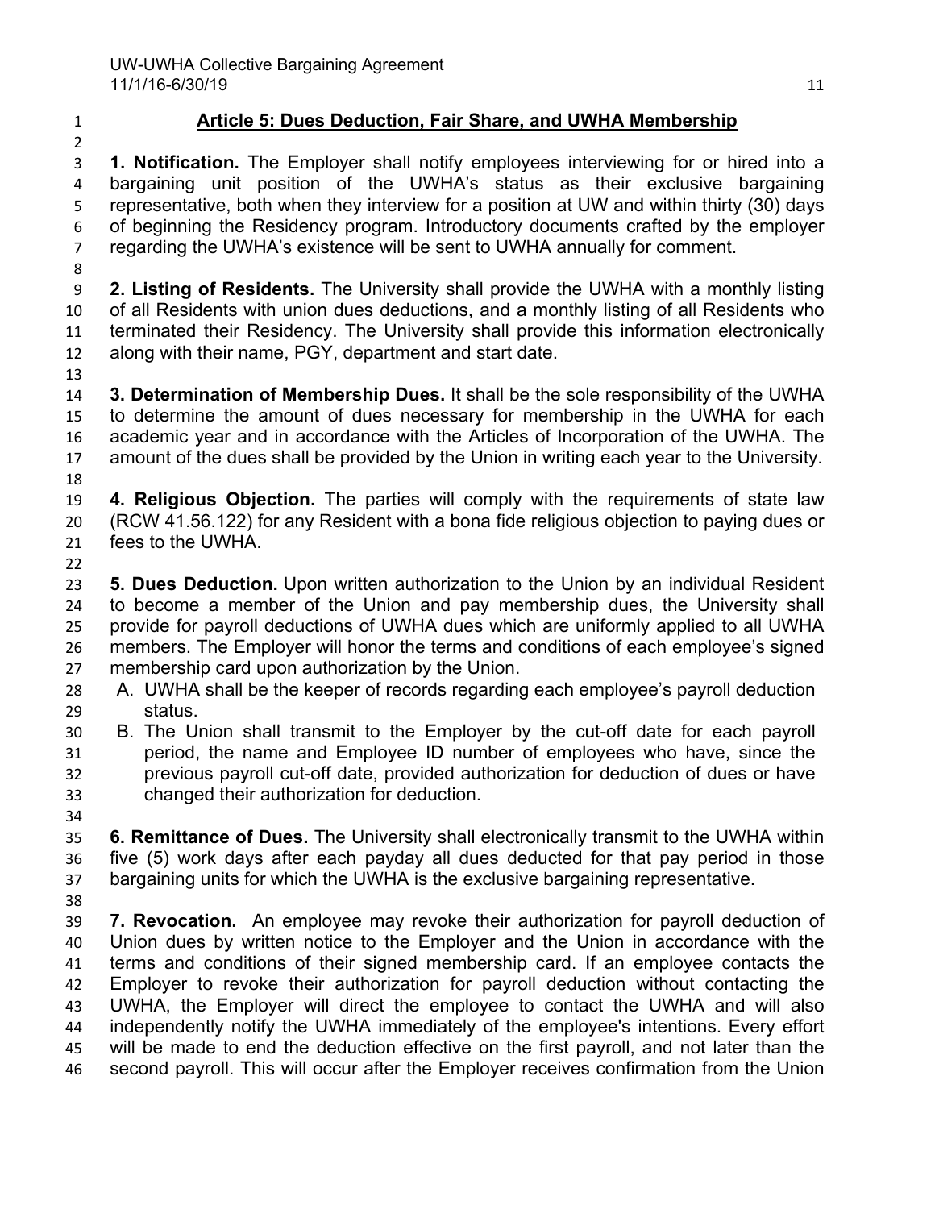## Article 5: Dues Deduction, Fair Share, and UWHA Membership

**1. Notification.** The Employer shall notify employees interviewing for or hired into a bargaining unit position of the UWHA's status as their exclusive bargaining representative, both when they interview for a position at UW and within thirty (30) days of beginning the Residency program. Introductory documents crafted by the employer regarding the UWHA's existence will be sent to UWHA annually for comment.

**2. Listing of Residents.** The University shall provide the UWHA with a monthly listing of all Residents with union dues deductions, and a monthly listing of all Residents who terminated their Residency. The University shall provide this information electronically along with their name, PGY, department and start date.

**3. Determination of Membership Dues.** It shall be the sole responsibility of the UWHA to determine the amount of dues necessary for membership in the UWHA for each academic year and in accordance with the Articles of Incorporation of the UWHA. The amount of the dues shall be provided by the Union in writing each year to the University.

**4. Religious Objection.** The parties will comply with the requirements of state law (RCW 41.56.122) for any Resident with a bona fide religious objection to paying dues or fees to the UWHA.

**5. Dues Deduction.** Upon written authorization to the Union by an individual Resident to become a member of the Union and pay membership dues, the University shall provide for payroll deductions of UWHA dues which are uniformly applied to all UWHA members. The Employer will honor the terms and conditions of each employee's signed membership card upon authorization by the Union.

A. UWHA shall be the keeper of records regarding each employee's payroll deduction status.

B. The Union shall transmit to the Employer by the cut-off date for each payroll period, the name and Employee ID number of employees who have, since the previous payroll cut-off date, provided authorization for deduction of dues or have changed their authorization for deduction.

**6. Remittance of Dues.** The University shall electronically transmit to the UWHA within five (5) work days after each payday all dues deducted for that pay period in those bargaining units for which the UWHA is the exclusive bargaining representative.

**7. Revocation.** An employee may revoke their authorization for payroll deduction of Union dues by written notice to the Employer and the Union in accordance with the terms and conditions of their signed membership card. If an employee contacts the Employer to revoke their authorization for payroll deduction without contacting the UWHA, the Employer will direct the employee to contact the UWHA and will also independently notify the UWHA immediately of the employee's intentions. Every effort will be made to end the deduction effective on the first payroll, and not later than the second payroll. This will occur after the Employer receives confirmation from the Union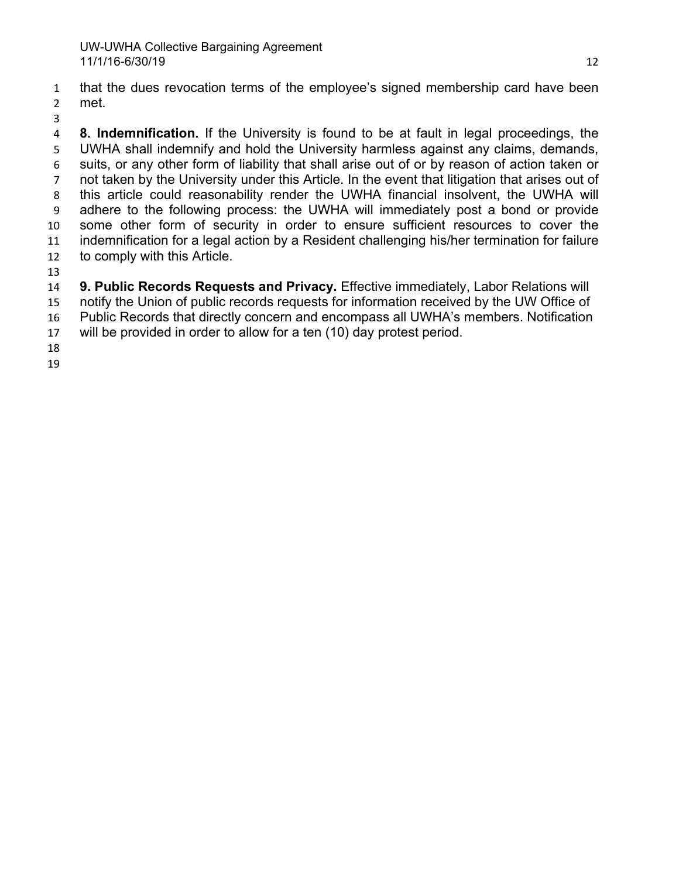that the dues revocation terms of the employee's signed membership card have been met.

**8. Indemnification.** If the University is found to be at fault in legal proceedings, the UWHA shall indemnify and hold the University harmless against any claims, demands, suits, or any other form of liability that shall arise out of or by reason of action taken or not taken by the University under this Article. In the event that litigation that arises out of this article could reasonability render the UWHA financial insolvent, the UWHA will adhere to the following process: the UWHA will immediately post a bond or provide some other form of security in order to ensure sufficient resources to cover the indemnification for a legal action by a Resident challenging his/her termination for failure to comply with this Article.

**9. Public Records Requests and Privacy.** Effective immediately, Labor Relations will notify the Union of public records requests for information received by the UW Office of Public Records that directly concern and encompass all UWHA's members. Notification will be provided in order to allow for a ten (10) day protest period.